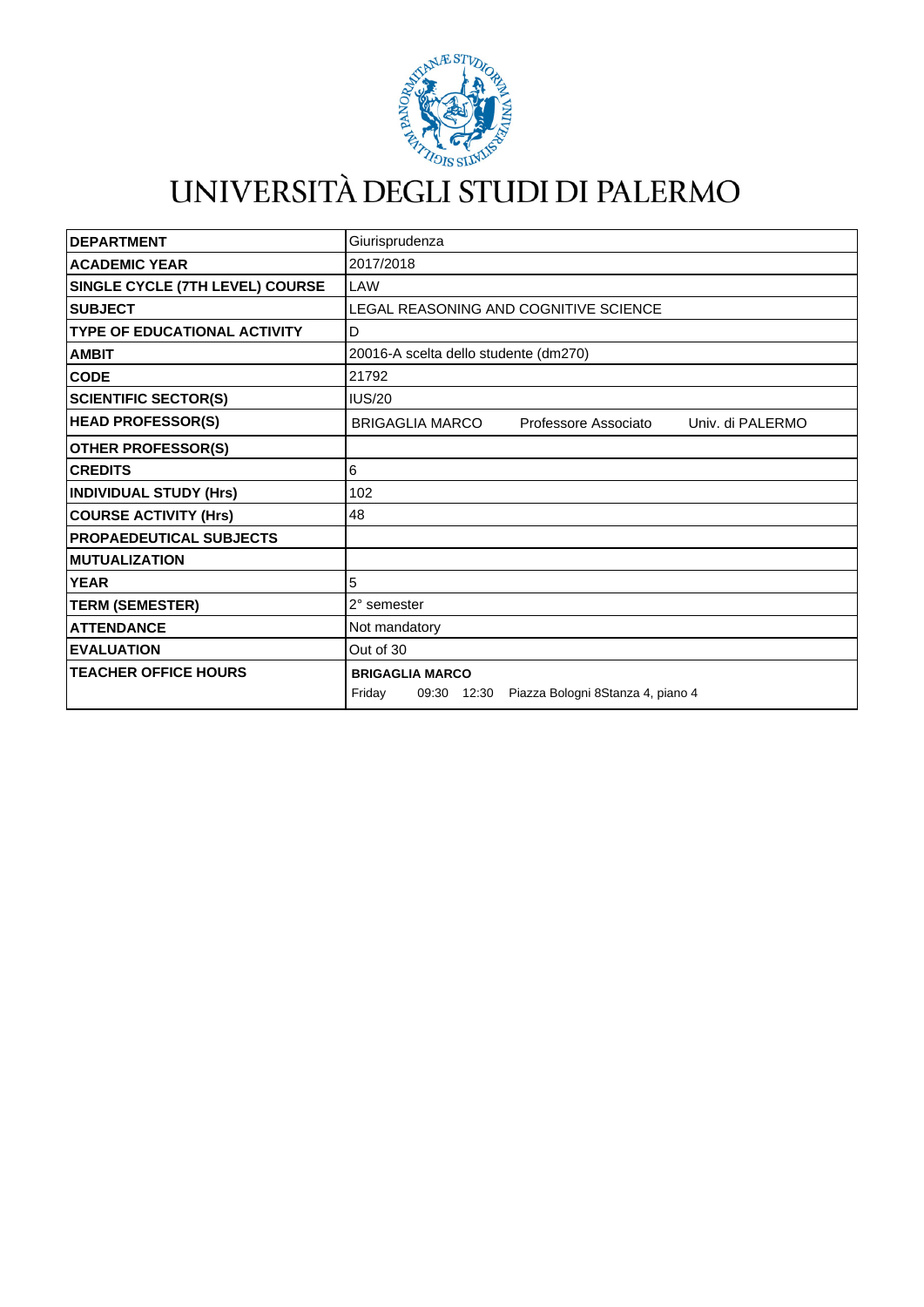# UNIVERSITÀ DEGLI STUDI DI PALERMO

| | |
|---|---|
| **DEPARTMENT** | Giurisprudenza |
| **ACADEMIC YEAR** | 2017/2018 |
| **SINGLE CYCLE (7TH LEVEL) COURSE** | LAW |
| **SUBJECT** | LEGAL REASONING AND COGNITIVE SCIENCE |
| **TYPE OF EDUCATIONAL ACTIVITY** | D |
| **AMBIT** | 20016-A scelta dello studente (dm270) |
| **CODE** | 21792 |
| **SCIENTIFIC SECTOR(S)** | IUS/20 |
| **HEAD PROFESSOR(S)** | BRIGAGLIA MARCO Professore Associato Univ. di PALERMO |
| **OTHER PROFESSOR(S)** | |
| **CREDITS** | 6 |
| **INDIVIDUAL STUDY (Hrs)** | 102 |
| **COURSE ACTIVITY (Hrs)** | 48 |
| **PROPAEDEUTICAL SUBJECTS** | |
| **MUTUALIZATION** | |
| **YEAR** | 5 |
| **TERM (SEMESTER)** | 2° semester |
| **ATTENDANCE** | Not mandatory |
| **EVALUATION** | Out of 30 |
| **TEACHER OFFICE HOURS** | **BRIGAGLIA MARCO**<br>Friday 09:30 12:30 Piazza Bologni 8Stanza 4, piano 4 |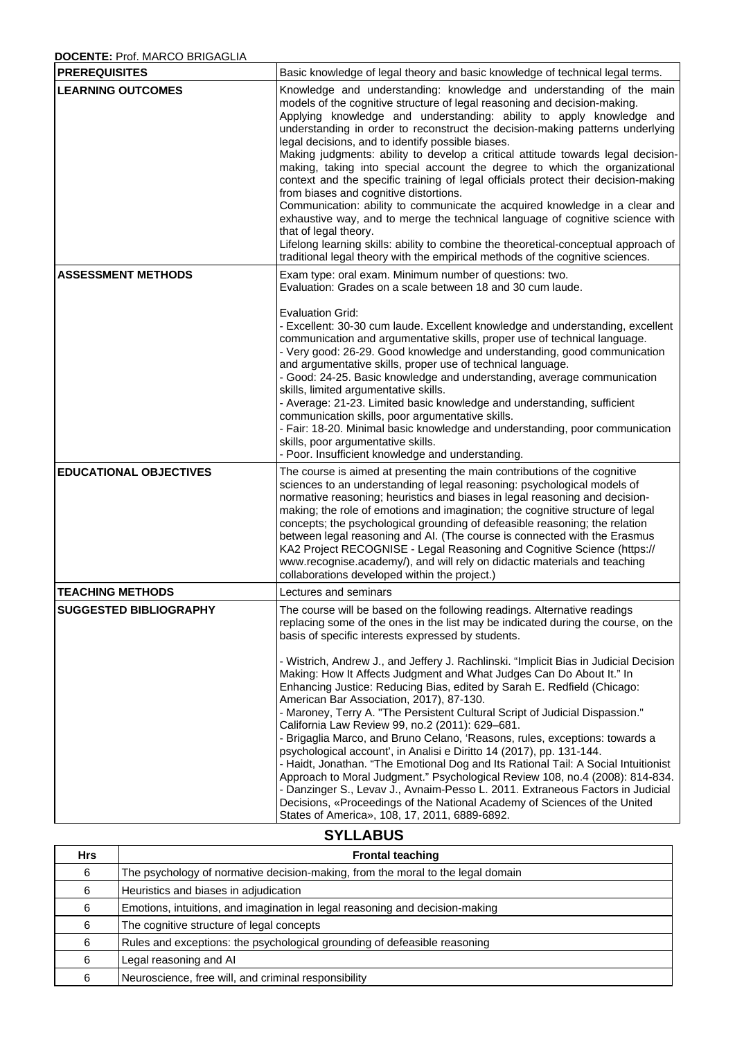**DOCENTE:** Prof. MARCO BRIGAGLIA

| | |
|---|---|
| **PREREQUISITES** | Basic knowledge of legal theory and basic knowledge of technical legal terms. |
| **LEARNING OUTCOMES** | Knowledge and understanding: knowledge and understanding of the main models of the cognitive structure of legal reasoning and decision-making.<br>Applying knowledge and understanding: ability to apply knowledge and understanding in order to reconstruct the decision-making patterns underlying legal decisions, and to identify possible biases.<br>Making judgments: ability to develop a critical attitude towards legal decision-making, taking into special account the degree to which the organizational context and the specific training of legal officials protect their decision-making from biases and cognitive distortions.<br>Communication: ability to communicate the acquired knowledge in a clear and exhaustive way, and to merge the technical language of cognitive science with that of legal theory.<br>Lifelong learning skills: ability to combine the theoretical-conceptual approach of traditional legal theory with the empirical methods of the cognitive sciences. |
| **ASSESSMENT METHODS** | Exam type: oral exam. Minimum number of questions: two.<br>Evaluation: Grades on a scale between 18 and 30 cum laude.<br><br>Evaluation Grid:<br>- Excellent: 30-30 cum laude. Excellent knowledge and understanding, excellent communication and argumentative skills, proper use of technical language.<br>- Very good: 26-29. Good knowledge and understanding, good communication and argumentative skills, proper use of technical language.<br>- Good: 24-25. Basic knowledge and understanding, average communication skills, limited argumentative skills.<br>- Average: 21-23. Limited basic knowledge and understanding, sufficient communication skills, poor argumentative skills.<br>- Fair: 18-20. Minimal basic knowledge and understanding, poor communication skills, poor argumentative skills.<br>- Poor. Insufficient knowledge and understanding. |
| **EDUCATIONAL OBJECTIVES** | The course is aimed at presenting the main contributions of the cognitive sciences to an understanding of legal reasoning: psychological models of normative reasoning; heuristics and biases in legal reasoning and decision-making; the role of emotions and imagination; the cognitive structure of legal concepts; the psychological grounding of defeasible reasoning; the relation between legal reasoning and AI. (The course is connected with the Erasmus KA2 Project RECOGNISE - Legal Reasoning and Cognitive Science (https://www.recognise.academy/), and will rely on didactic materials and teaching collaborations developed within the project.) |
| **TEACHING METHODS** | Lectures and seminars |
| **SUGGESTED BIBLIOGRAPHY** | The course will be based on the following readings. Alternative readings replacing some of the ones in the list may be indicated during the course, on the basis of specific interests expressed by students.<br><br>- Wistrich, Andrew J., and Jeffery J. Rachlinski. "Implicit Bias in Judicial Decision Making: How It Affects Judgment and What Judges Can Do About It." In Enhancing Justice: Reducing Bias, edited by Sarah E. Redfield (Chicago: American Bar Association, 2017), 87-130.<br>- Maroney, Terry A. "The Persistent Cultural Script of Judicial Dispassion." California Law Review 99, no.2 (2011): 629–681.<br>- Brigaglia Marco, and Bruno Celano, 'Reasons, rules, exceptions: towards a psychological account', in Analisi e Diritto 14 (2017), pp. 131-144.<br>- Haidt, Jonathan. "The Emotional Dog and Its Rational Tail: A Social Intuitionist Approach to Moral Judgment." Psychological Review 108, no.4 (2008): 814-834.<br>- Danzinger S., Levav J., Avnaim-Pesso L. 2011. Extraneous Factors in Judicial Decisions, «Proceedings of the National Academy of Sciences of the United States of America», 108, 17, 2011, 6889-6892. |

## SYLLABUS

| Hrs | Frontal teaching |
|---|---|
| 6 | The psychology of normative decision-making, from the moral to the legal domain |
| 6 | Heuristics and biases in adjudication |
| 6 | Emotions, intuitions, and imagination in legal reasoning and decision-making |
| 6 | The cognitive structure of legal concepts |
| 6 | Rules and exceptions: the psychological grounding of defeasible reasoning |
| 6 | Legal reasoning and AI |
| 6 | Neuroscience, free will, and criminal responsibility |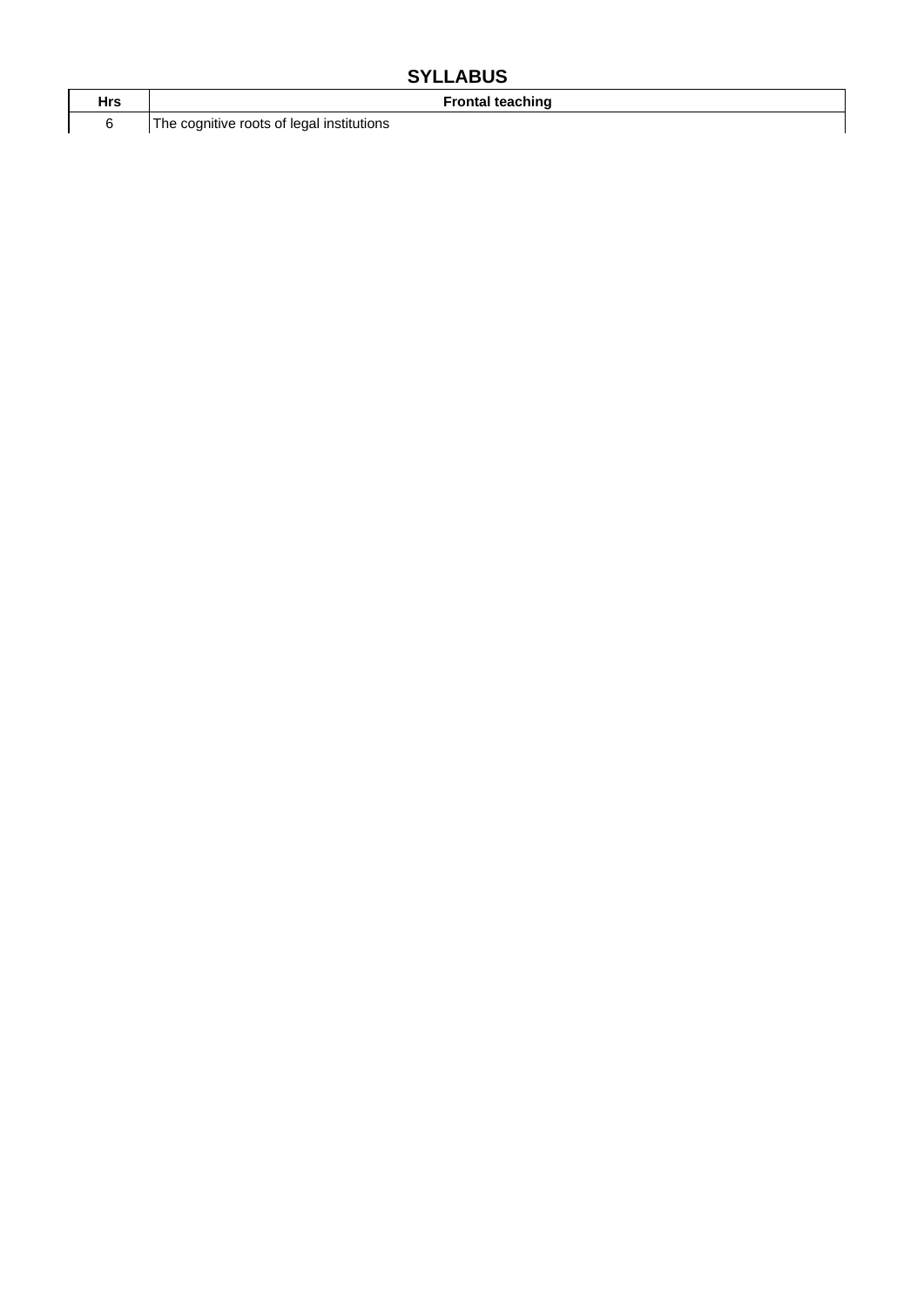## SYLLABUS

| Hrs | Frontal teaching |
| --- | --- |
| 6 | The cognitive roots of legal institutions |